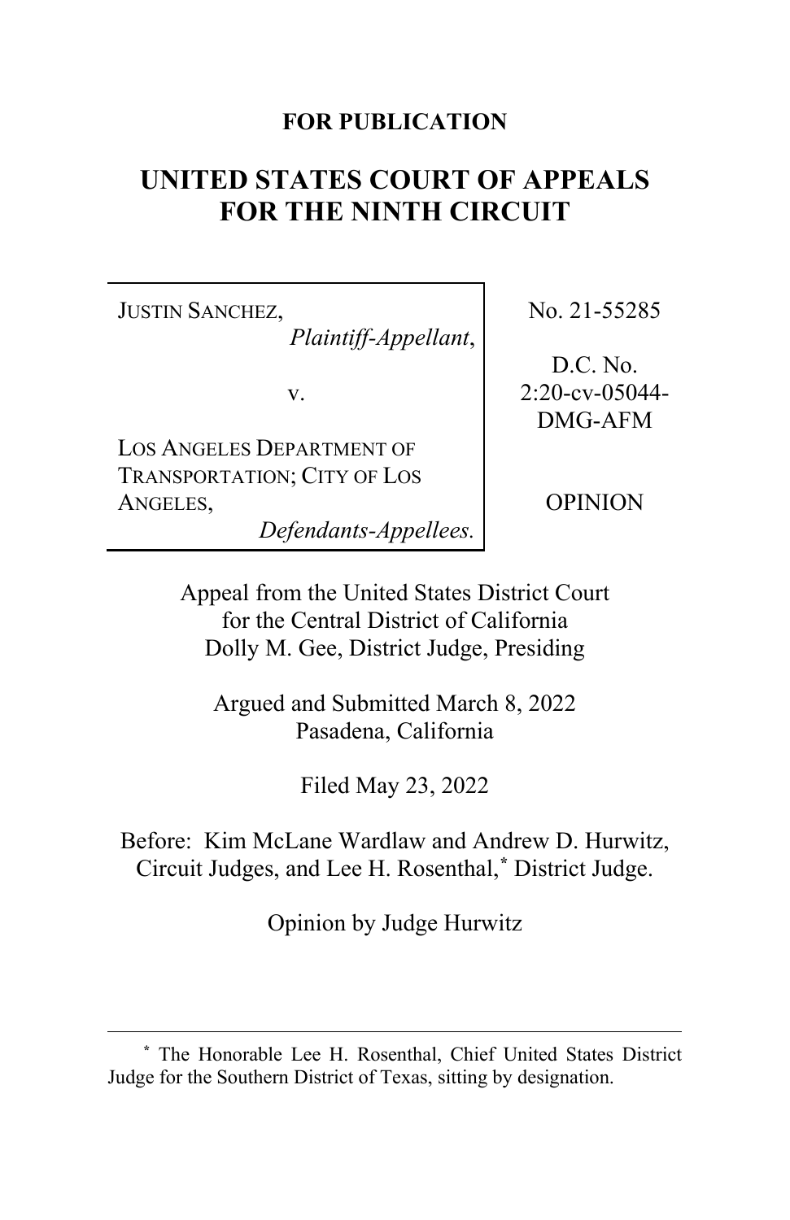**FOR PUBLICATION**

# UNITED STATES COURT OF APPEALS FOR THE NINTH CIRCUIT

| | |
|---|---|
| JUSTIN SANCHEZ, *Plaintiff-Appellant*, v. LOS ANGELES DEPARTMENT OF TRANSPORTATION; CITY OF LOS ANGELES, *Defendants-Appellees.* | No. 21-55285 D.C. No. 2:20-cv-05044-DMG-AFM OPINION |

Appeal from the United States District Court for the Central District of California
Dolly M. Gee, District Judge, Presiding

Argued and Submitted March 8, 2022
Pasadena, California

Filed May 23, 2022

Before: Kim McLane Wardlaw and Andrew D. Hurwitz, Circuit Judges, and Lee H. Rosenthal,* District Judge.

Opinion by Judge Hurwitz

---

* The Honorable Lee H. Rosenthal, Chief United States District Judge for the Southern District of Texas, sitting by designation.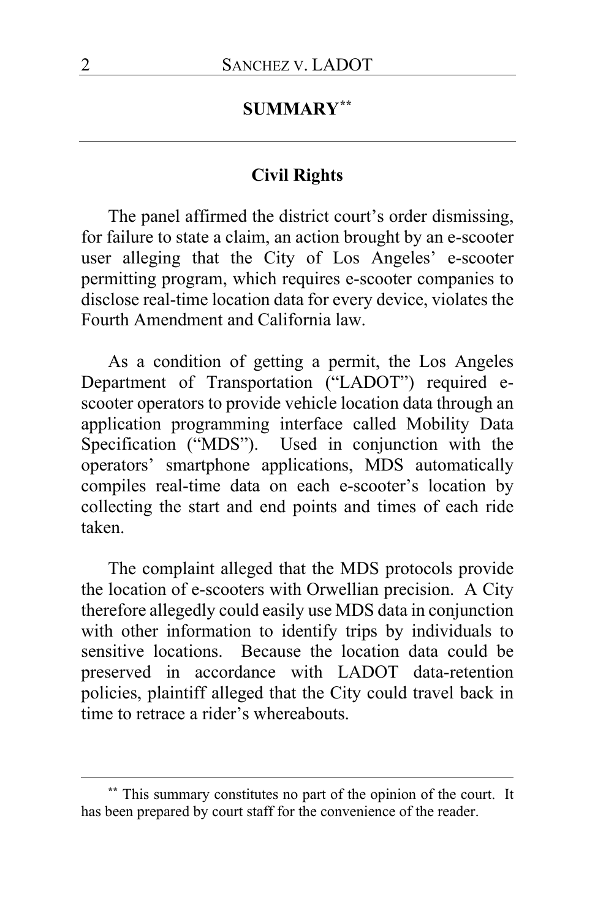## SUMMARY[**]

### Civil Rights

The panel affirmed the district court's order dismissing, for failure to state a claim, an action brought by an e-scooter user alleging that the City of Los Angeles' e-scooter permitting program, which requires e-scooter companies to disclose real-time location data for every device, violates the Fourth Amendment and California law.

As a condition of getting a permit, the Los Angeles Department of Transportation ("LADOT") required e-scooter operators to provide vehicle location data through an application programming interface called Mobility Data Specification ("MDS"). Used in conjunction with the operators' smartphone applications, MDS automatically compiles real-time data on each e-scooter's location by collecting the start and end points and times of each ride taken.

The complaint alleged that the MDS protocols provide the location of e-scooters with Orwellian precision. A City therefore allegedly could easily use MDS data in conjunction with other information to identify trips by individuals to sensitive locations. Because the location data could be preserved in accordance with LADOT data-retention policies, plaintiff alleged that the City could travel back in time to retrace a rider's whereabouts.

---

[**] This summary constitutes no part of the opinion of the court. It has been prepared by court staff for the convenience of the reader.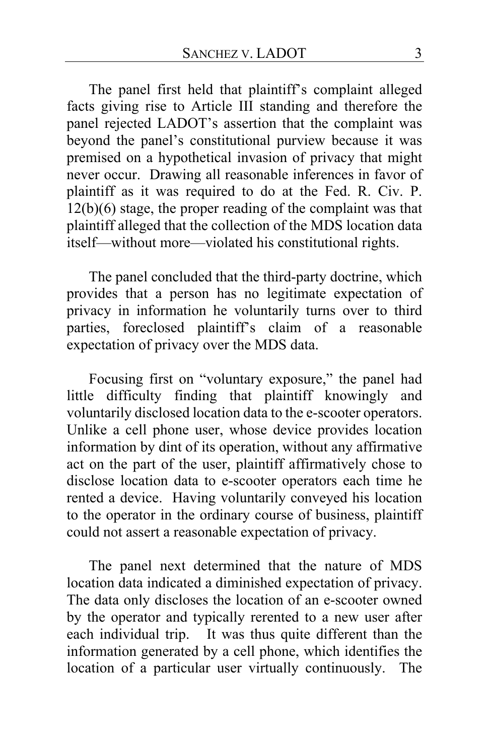The panel first held that plaintiff's complaint alleged facts giving rise to Article III standing and therefore the panel rejected LADOT's assertion that the complaint was beyond the panel's constitutional purview because it was premised on a hypothetical invasion of privacy that might never occur. Drawing all reasonable inferences in favor of plaintiff as it was required to do at the Fed. R. Civ. P. 12(b)(6) stage, the proper reading of the complaint was that plaintiff alleged that the collection of the MDS location data itself—without more—violated his constitutional rights.

The panel concluded that the third-party doctrine, which provides that a person has no legitimate expectation of privacy in information he voluntarily turns over to third parties, foreclosed plaintiff's claim of a reasonable expectation of privacy over the MDS data.

Focusing first on "voluntary exposure," the panel had little difficulty finding that plaintiff knowingly and voluntarily disclosed location data to the e-scooter operators. Unlike a cell phone user, whose device provides location information by dint of its operation, without any affirmative act on the part of the user, plaintiff affirmatively chose to disclose location data to e-scooter operators each time he rented a device. Having voluntarily conveyed his location to the operator in the ordinary course of business, plaintiff could not assert a reasonable expectation of privacy.

The panel next determined that the nature of MDS location data indicated a diminished expectation of privacy. The data only discloses the location of an e-scooter owned by the operator and typically rerented to a new user after each individual trip. It was thus quite different than the information generated by a cell phone, which identifies the location of a particular user virtually continuously. The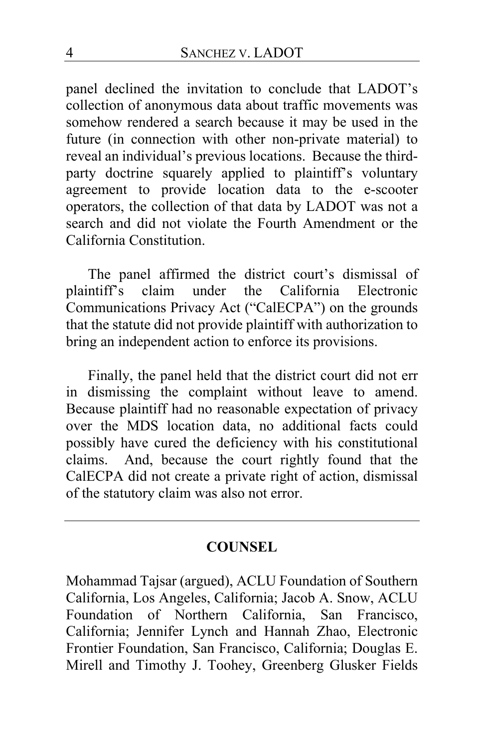panel declined the invitation to conclude that LADOT's collection of anonymous data about traffic movements was somehow rendered a search because it may be used in the future (in connection with other non-private material) to reveal an individual's previous locations. Because the third-party doctrine squarely applied to plaintiff's voluntary agreement to provide location data to the e-scooter operators, the collection of that data by LADOT was not a search and did not violate the Fourth Amendment or the California Constitution.

The panel affirmed the district court's dismissal of plaintiff's claim under the California Electronic Communications Privacy Act ("CalECPA") on the grounds that the statute did not provide plaintiff with authorization to bring an independent action to enforce its provisions.

Finally, the panel held that the district court did not err in dismissing the complaint without leave to amend. Because plaintiff had no reasonable expectation of privacy over the MDS location data, no additional facts could possibly have cured the deficiency with his constitutional claims. And, because the court rightly found that the CalECPA did not create a private right of action, dismissal of the statutory claim was also not error.

---

## COUNSEL

Mohammad Tajsar (argued), ACLU Foundation of Southern California, Los Angeles, California; Jacob A. Snow, ACLU Foundation of Northern California, San Francisco, California; Jennifer Lynch and Hannah Zhao, Electronic Frontier Foundation, San Francisco, California; Douglas E. Mirell and Timothy J. Toohey, Greenberg Glusker Fields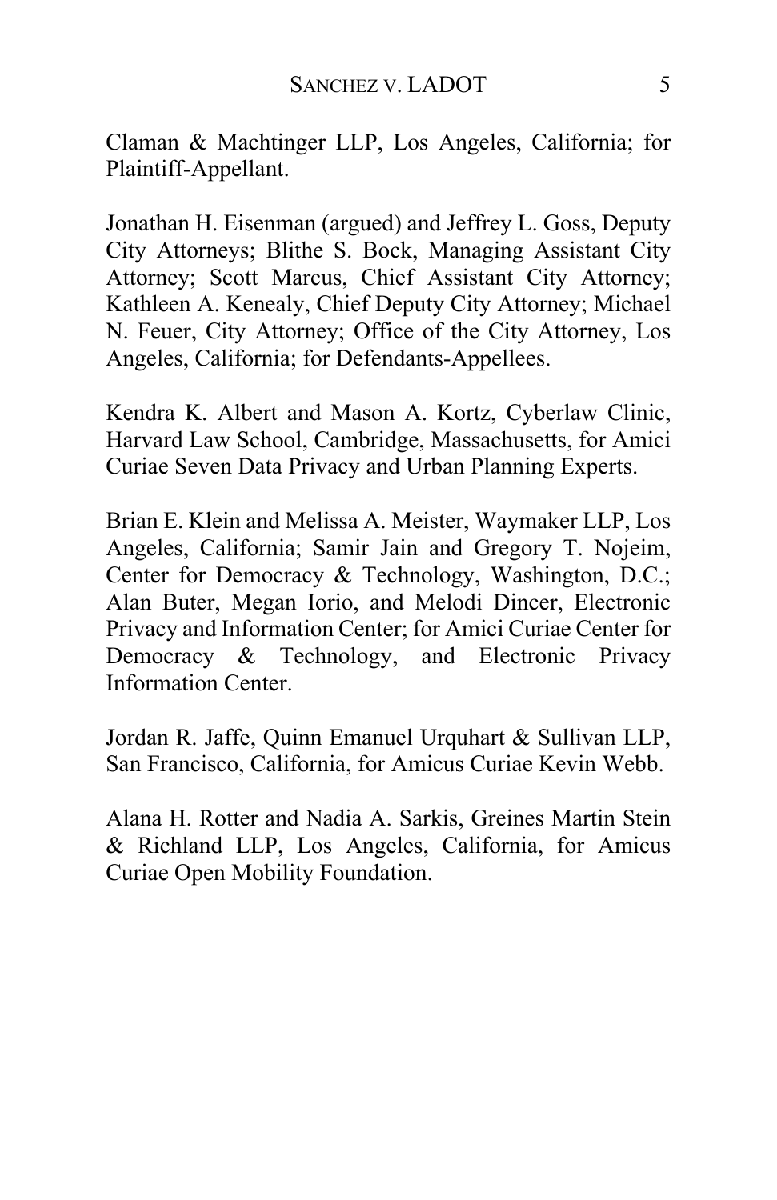Claman & Machtinger LLP, Los Angeles, California; for Plaintiff-Appellant.

Jonathan H. Eisenman (argued) and Jeffrey L. Goss, Deputy City Attorneys; Blithe S. Bock, Managing Assistant City Attorney; Scott Marcus, Chief Assistant City Attorney; Kathleen A. Kenealy, Chief Deputy City Attorney; Michael N. Feuer, City Attorney; Office of the City Attorney, Los Angeles, California; for Defendants-Appellees.

Kendra K. Albert and Mason A. Kortz, Cyberlaw Clinic, Harvard Law School, Cambridge, Massachusetts, for Amici Curiae Seven Data Privacy and Urban Planning Experts.

Brian E. Klein and Melissa A. Meister, Waymaker LLP, Los Angeles, California; Samir Jain and Gregory T. Nojeim, Center for Democracy & Technology, Washington, D.C.; Alan Buter, Megan Iorio, and Melodi Dincer, Electronic Privacy and Information Center; for Amici Curiae Center for Democracy & Technology, and Electronic Privacy Information Center.

Jordan R. Jaffe, Quinn Emanuel Urquhart & Sullivan LLP, San Francisco, California, for Amicus Curiae Kevin Webb.

Alana H. Rotter and Nadia A. Sarkis, Greines Martin Stein & Richland LLP, Los Angeles, California, for Amicus Curiae Open Mobility Foundation.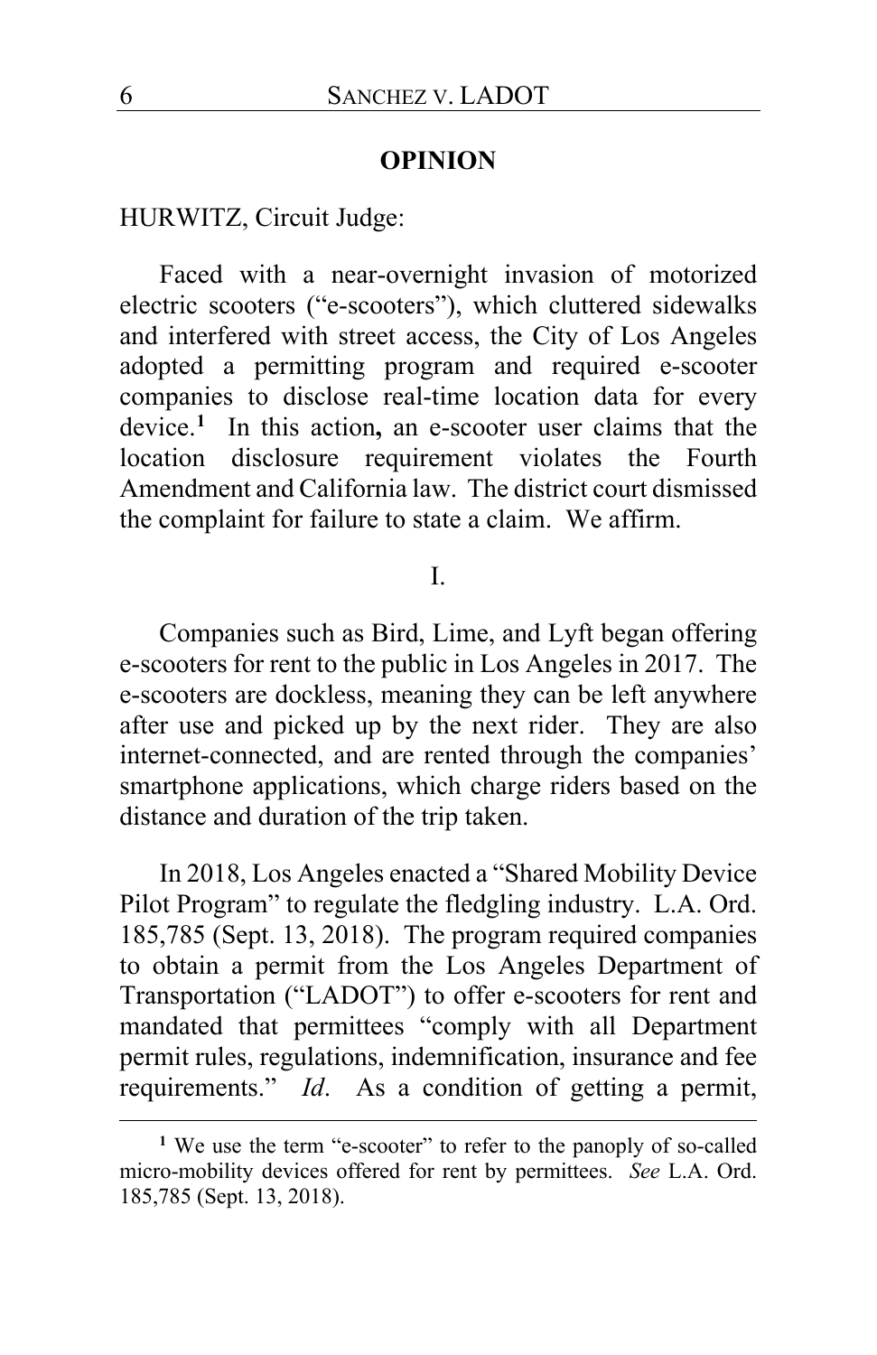**OPINION**

HURWITZ, Circuit Judge:

Faced with a near-overnight invasion of motorized electric scooters ("e-scooters"), which cluttered sidewalks and interfered with street access, the City of Los Angeles adopted a permitting program and required e-scooter companies to disclose real-time location data for every device.[1] In this action**,** an e-scooter user claims that the location disclosure requirement violates the Fourth Amendment and California law. The district court dismissed the complaint for failure to state a claim. We affirm.

I.

Companies such as Bird, Lime, and Lyft began offering e-scooters for rent to the public in Los Angeles in 2017. The e-scooters are dockless, meaning they can be left anywhere after use and picked up by the next rider. They are also internet-connected, and are rented through the companies' smartphone applications, which charge riders based on the distance and duration of the trip taken.

In 2018, Los Angeles enacted a "Shared Mobility Device Pilot Program" to regulate the fledgling industry. L.A. Ord. 185,785 (Sept. 13, 2018). The program required companies to obtain a permit from the Los Angeles Department of Transportation ("LADOT") to offer e-scooters for rent and mandated that permittees "comply with all Department permit rules, regulations, indemnification, insurance and fee requirements." *Id*. As a condition of getting a permit,

---

[1] We use the term "e-scooter" to refer to the panoply of so-called micro-mobility devices offered for rent by permittees. *See* L.A. Ord. 185,785 (Sept. 13, 2018).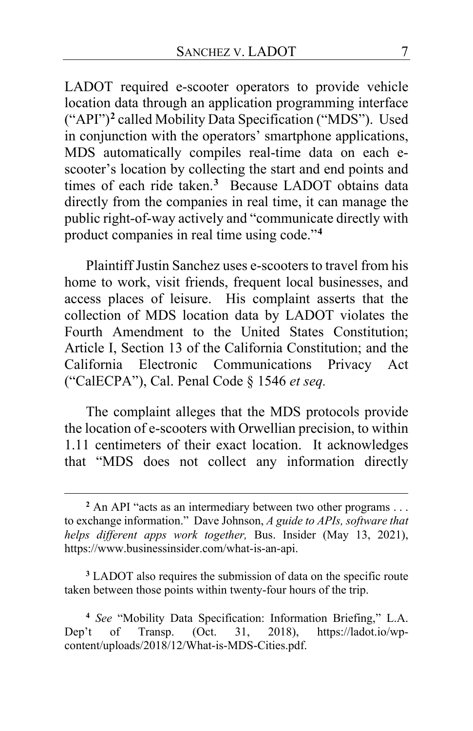LADOT required e-scooter operators to provide vehicle location data through an application programming interface ("API")[2] called Mobility Data Specification ("MDS"). Used in conjunction with the operators' smartphone applications, MDS automatically compiles real-time data on each e-scooter's location by collecting the start and end points and times of each ride taken.[3] Because LADOT obtains data directly from the companies in real time, it can manage the public right-of-way actively and "communicate directly with product companies in real time using code."[4]

Plaintiff Justin Sanchez uses e-scooters to travel from his home to work, visit friends, frequent local businesses, and access places of leisure. His complaint asserts that the collection of MDS location data by LADOT violates the Fourth Amendment to the United States Constitution; Article I, Section 13 of the California Constitution; and the California Electronic Communications Privacy Act ("CalECPA"), Cal. Penal Code § 1546 *et seq.*

The complaint alleges that the MDS protocols provide the location of e-scooters with Orwellian precision, to within 1.11 centimeters of their exact location. It acknowledges that "MDS does not collect any information directly

---

[2] An API "acts as an intermediary between two other programs . . . to exchange information." Dave Johnson, *A guide to APIs, software that helps different apps work together,* Bus. Insider (May 13, 2021), https://www.businessinsider.com/what-is-an-api.

[3] LADOT also requires the submission of data on the specific route taken between those points within twenty-four hours of the trip.

[4] *See* "Mobility Data Specification: Information Briefing," L.A. Dep't of Transp. (Oct. 31, 2018), https://ladot.io/wp-content/uploads/2018/12/What-is-MDS-Cities.pdf.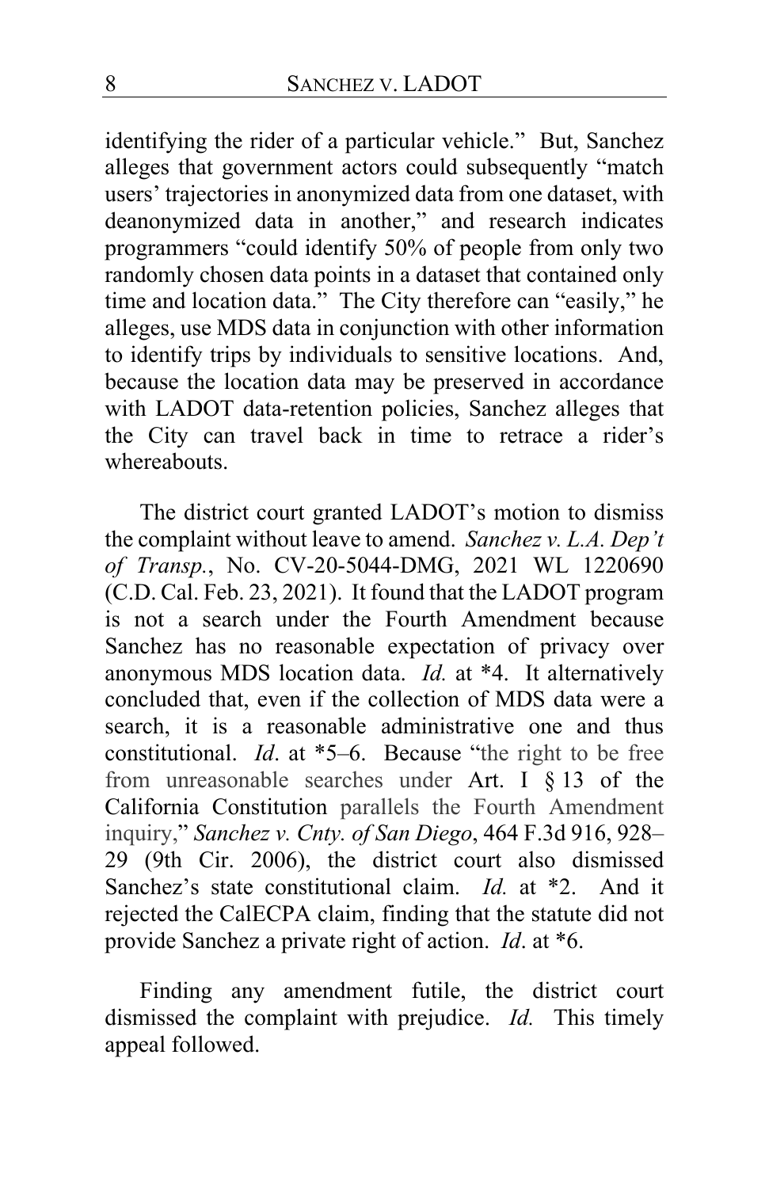identifying the rider of a particular vehicle." But, Sanchez alleges that government actors could subsequently "match users' trajectories in anonymized data from one dataset, with deanonymized data in another," and research indicates programmers "could identify 50% of people from only two randomly chosen data points in a dataset that contained only time and location data." The City therefore can "easily," he alleges, use MDS data in conjunction with other information to identify trips by individuals to sensitive locations. And, because the location data may be preserved in accordance with LADOT data-retention policies, Sanchez alleges that the City can travel back in time to retrace a rider's whereabouts.

The district court granted LADOT's motion to dismiss the complaint without leave to amend. *Sanchez v. L.A. Dep't of Transp.*, No. CV-20-5044-DMG, 2021 WL 1220690 (C.D. Cal. Feb. 23, 2021). It found that the LADOT program is not a search under the Fourth Amendment because Sanchez has no reasonable expectation of privacy over anonymous MDS location data. *Id.* at *4. It alternatively concluded that, even if the collection of MDS data were a search, it is a reasonable administrative one and thus constitutional. *Id*. at *5–6. Because "the right to be free from unreasonable searches under Art. I § 13 of the California Constitution parallels the Fourth Amendment inquiry," *Sanchez v. Cnty. of San Diego*, 464 F.3d 916, 928–29 (9th Cir. 2006), the district court also dismissed Sanchez's state constitutional claim. *Id.* at *2. And it rejected the CalECPA claim, finding that the statute did not provide Sanchez a private right of action. *Id*. at *6.

Finding any amendment futile, the district court dismissed the complaint with prejudice. *Id.* This timely appeal followed.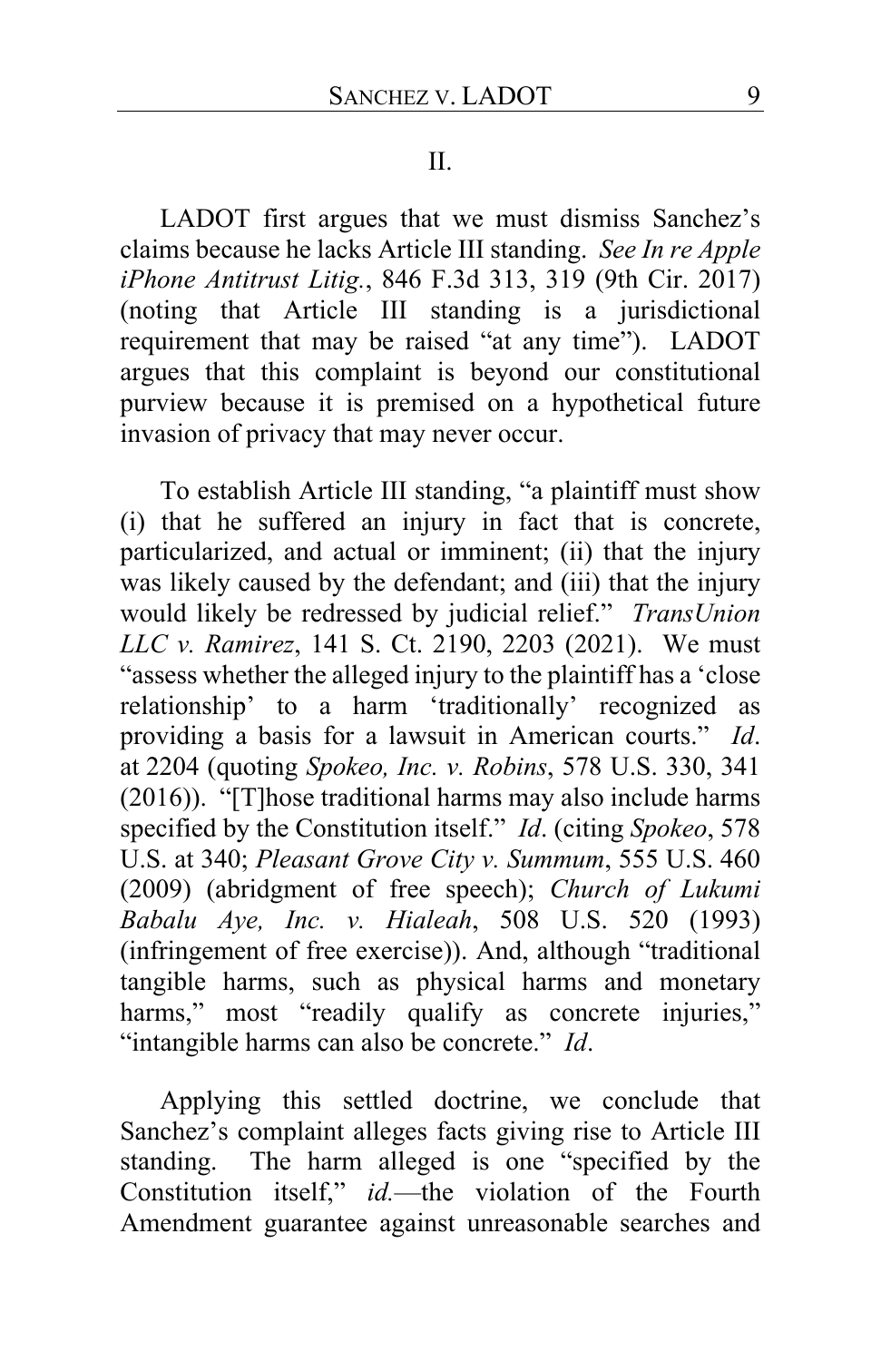## II.

LADOT first argues that we must dismiss Sanchez's claims because he lacks Article III standing. *See In re Apple iPhone Antitrust Litig.*, 846 F.3d 313, 319 (9th Cir. 2017) (noting that Article III standing is a jurisdictional requirement that may be raised "at any time"). LADOT argues that this complaint is beyond our constitutional purview because it is premised on a hypothetical future invasion of privacy that may never occur.

To establish Article III standing, "a plaintiff must show (i) that he suffered an injury in fact that is concrete, particularized, and actual or imminent; (ii) that the injury was likely caused by the defendant; and (iii) that the injury would likely be redressed by judicial relief." *TransUnion LLC v. Ramirez*, 141 S. Ct. 2190, 2203 (2021). We must "assess whether the alleged injury to the plaintiff has a 'close relationship' to a harm 'traditionally' recognized as providing a basis for a lawsuit in American courts." *Id*. at 2204 (quoting *Spokeo, Inc. v. Robins*, 578 U.S. 330, 341 (2016)). "[T]hose traditional harms may also include harms specified by the Constitution itself." *Id*. (citing *Spokeo*, 578 U.S. at 340; *Pleasant Grove City v. Summum*, 555 U.S. 460 (2009) (abridgment of free speech); *Church of Lukumi Babalu Aye, Inc. v. Hialeah*, 508 U.S. 520 (1993) (infringement of free exercise)). And, although "traditional tangible harms, such as physical harms and monetary harms," most "readily qualify as concrete injuries," "intangible harms can also be concrete." *Id*.

Applying this settled doctrine, we conclude that Sanchez's complaint alleges facts giving rise to Article III standing. The harm alleged is one "specified by the Constitution itself," *id.*—the violation of the Fourth Amendment guarantee against unreasonable searches and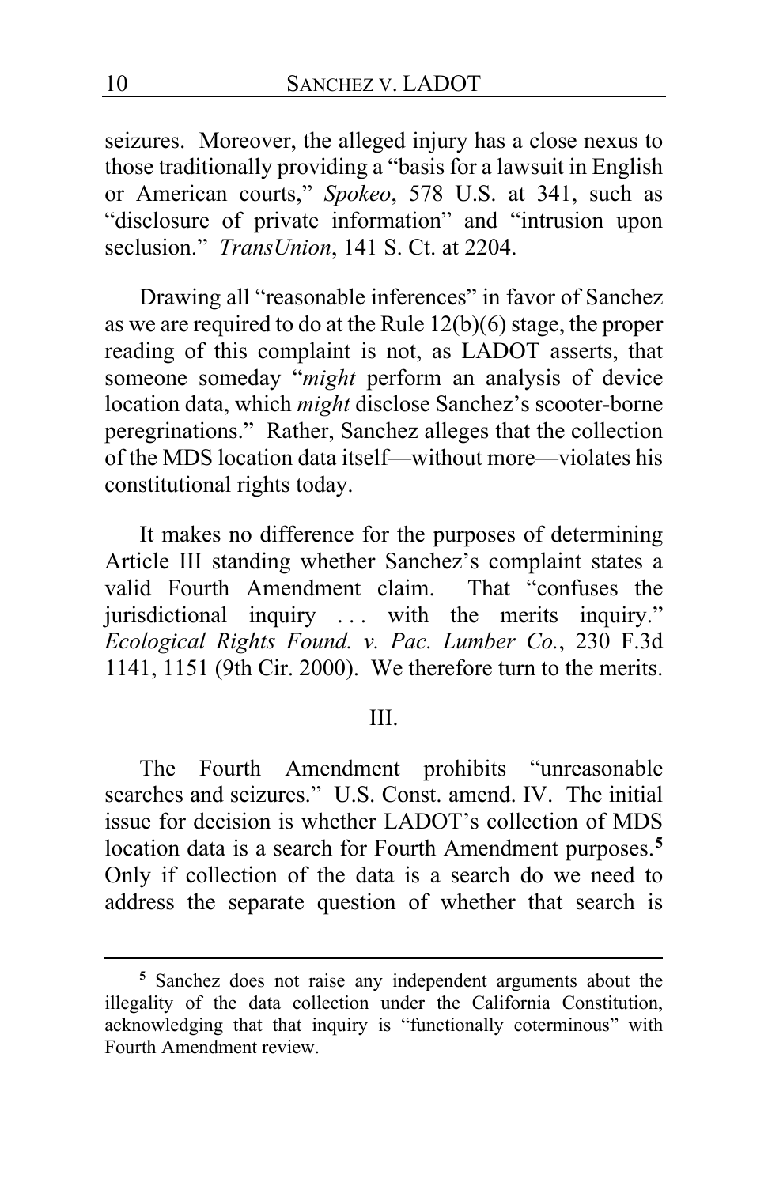seizures. Moreover, the alleged injury has a close nexus to those traditionally providing a "basis for a lawsuit in English or American courts," *Spokeo*, 578 U.S. at 341, such as "disclosure of private information" and "intrusion upon seclusion." *TransUnion*, 141 S. Ct. at 2204.

Drawing all "reasonable inferences" in favor of Sanchez as we are required to do at the Rule 12(b)(6) stage, the proper reading of this complaint is not, as LADOT asserts, that someone someday "*might* perform an analysis of device location data, which *might* disclose Sanchez's scooter-borne peregrinations." Rather, Sanchez alleges that the collection of the MDS location data itself—without more—violates his constitutional rights today.

It makes no difference for the purposes of determining Article III standing whether Sanchez's complaint states a valid Fourth Amendment claim. That "confuses the jurisdictional inquiry . . . with the merits inquiry." *Ecological Rights Found. v. Pac. Lumber Co.*, 230 F.3d 1141, 1151 (9th Cir. 2000). We therefore turn to the merits.

## III.

The Fourth Amendment prohibits "unreasonable searches and seizures." U.S. Const. amend. IV. The initial issue for decision is whether LADOT's collection of MDS location data is a search for Fourth Amendment purposes.[5] Only if collection of the data is a search do we need to address the separate question of whether that search is

---

[5] Sanchez does not raise any independent arguments about the illegality of the data collection under the California Constitution, acknowledging that that inquiry is "functionally coterminous" with Fourth Amendment review.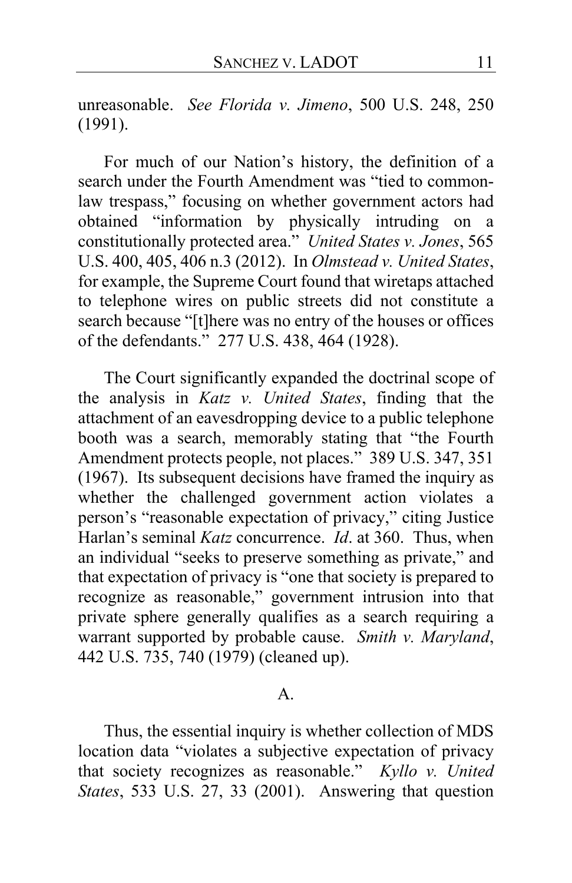unreasonable. *See Florida v. Jimeno*, 500 U.S. 248, 250 (1991).

For much of our Nation's history, the definition of a search under the Fourth Amendment was "tied to common-law trespass," focusing on whether government actors had obtained "information by physically intruding on a constitutionally protected area." *United States v. Jones*, 565 U.S. 400, 405, 406 n.3 (2012). In *Olmstead v. United States*, for example, the Supreme Court found that wiretaps attached to telephone wires on public streets did not constitute a search because "[t]here was no entry of the houses or offices of the defendants." 277 U.S. 438, 464 (1928).

The Court significantly expanded the doctrinal scope of the analysis in *Katz v. United States*, finding that the attachment of an eavesdropping device to a public telephone booth was a search, memorably stating that "the Fourth Amendment protects people, not places." 389 U.S. 347, 351 (1967). Its subsequent decisions have framed the inquiry as whether the challenged government action violates a person's "reasonable expectation of privacy," citing Justice Harlan's seminal *Katz* concurrence. *Id*. at 360. Thus, when an individual "seeks to preserve something as private," and that expectation of privacy is "one that society is prepared to recognize as reasonable," government intrusion into that private sphere generally qualifies as a search requiring a warrant supported by probable cause. *Smith v. Maryland*, 442 U.S. 735, 740 (1979) (cleaned up).

## A.

Thus, the essential inquiry is whether collection of MDS location data "violates a subjective expectation of privacy that society recognizes as reasonable." *Kyllo v. United States*, 533 U.S. 27, 33 (2001). Answering that question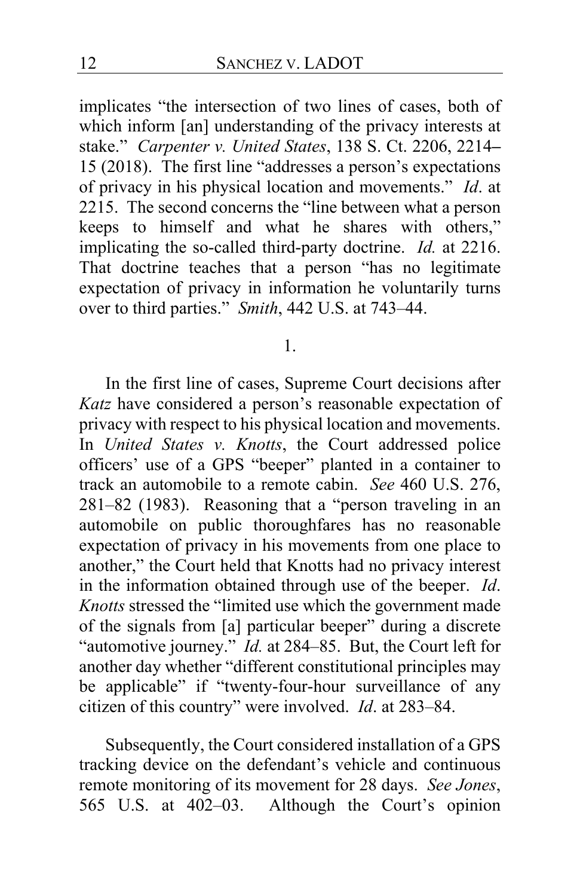implicates "the intersection of two lines of cases, both of which inform [an] understanding of the privacy interests at stake." *Carpenter v. United States*, 138 S. Ct. 2206, 2214–15 (2018). The first line "addresses a person's expectations of privacy in his physical location and movements." *Id*. at 2215. The second concerns the "line between what a person keeps to himself and what he shares with others," implicating the so-called third-party doctrine. *Id.* at 2216. That doctrine teaches that a person "has no legitimate expectation of privacy in information he voluntarily turns over to third parties." *Smith*, 442 U.S. at 743–44.

1.

In the first line of cases, Supreme Court decisions after *Katz* have considered a person's reasonable expectation of privacy with respect to his physical location and movements. In *United States v. Knotts*, the Court addressed police officers' use of a GPS "beeper" planted in a container to track an automobile to a remote cabin. *See* 460 U.S. 276, 281–82 (1983). Reasoning that a "person traveling in an automobile on public thoroughfares has no reasonable expectation of privacy in his movements from one place to another," the Court held that Knotts had no privacy interest in the information obtained through use of the beeper. *Id*. *Knotts* stressed the "limited use which the government made of the signals from [a] particular beeper" during a discrete "automotive journey." *Id.* at 284–85. But, the Court left for another day whether "different constitutional principles may be applicable" if "twenty-four-hour surveillance of any citizen of this country" were involved. *Id*. at 283–84.

Subsequently, the Court considered installation of a GPS tracking device on the defendant's vehicle and continuous remote monitoring of its movement for 28 days. *See Jones*, 565 U.S. at 402–03. Although the Court's opinion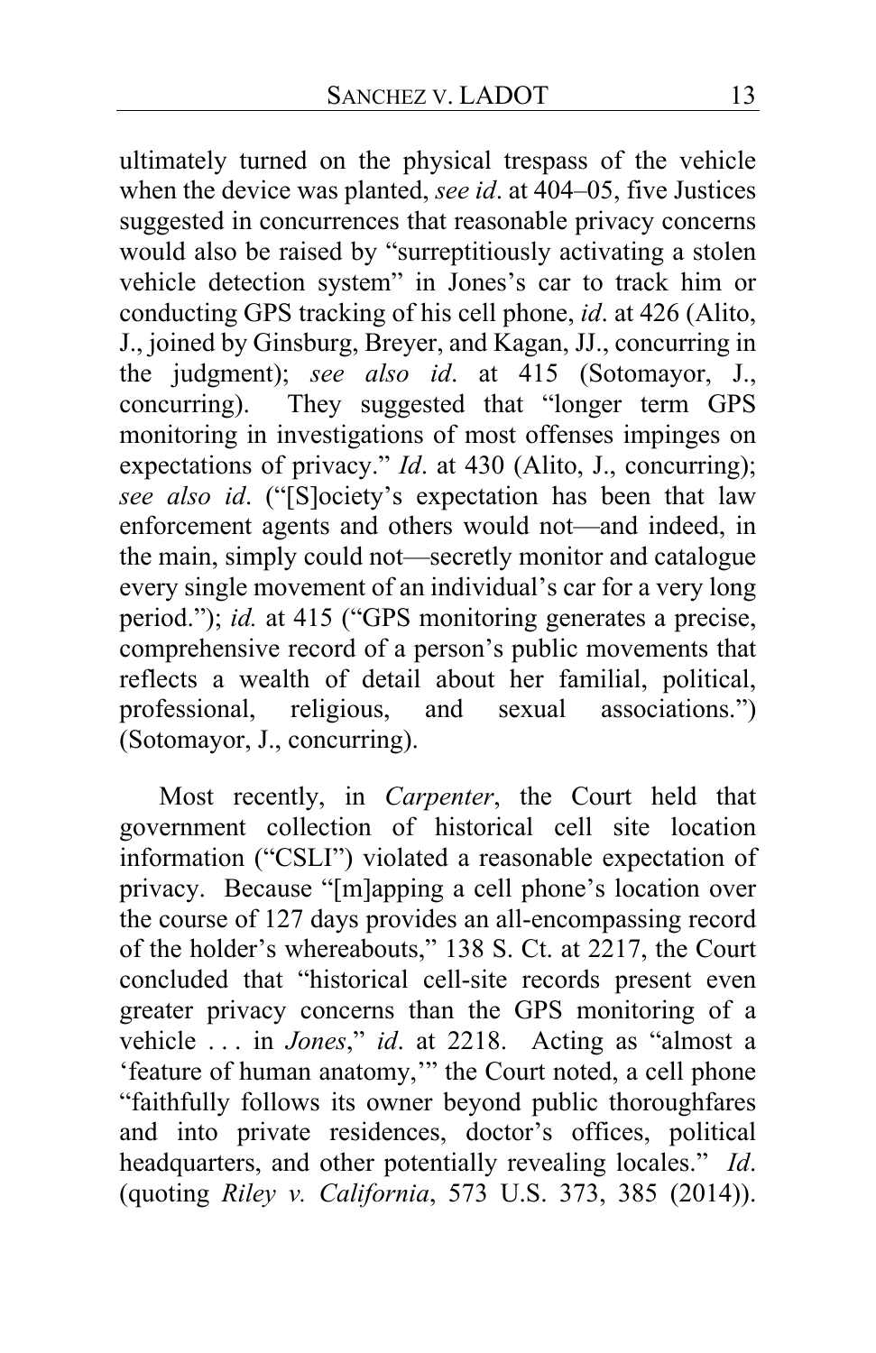ultimately turned on the physical trespass of the vehicle when the device was planted, *see id*. at 404–05, five Justices suggested in concurrences that reasonable privacy concerns would also be raised by "surreptitiously activating a stolen vehicle detection system" in Jones's car to track him or conducting GPS tracking of his cell phone, *id*. at 426 (Alito, J., joined by Ginsburg, Breyer, and Kagan, JJ., concurring in the judgment); *see also id*. at 415 (Sotomayor, J., concurring). They suggested that "longer term GPS monitoring in investigations of most offenses impinges on expectations of privacy." *Id*. at 430 (Alito, J., concurring); *see also id*. ("[S]ociety's expectation has been that law enforcement agents and others would not—and indeed, in the main, simply could not—secretly monitor and catalogue every single movement of an individual's car for a very long period."); *id.* at 415 ("GPS monitoring generates a precise, comprehensive record of a person's public movements that reflects a wealth of detail about her familial, political, professional, religious, and sexual associations.") (Sotomayor, J., concurring).

Most recently, in *Carpenter*, the Court held that government collection of historical cell site location information ("CSLI") violated a reasonable expectation of privacy. Because "[m]apping a cell phone's location over the course of 127 days provides an all-encompassing record of the holder's whereabouts," 138 S. Ct. at 2217, the Court concluded that "historical cell-site records present even greater privacy concerns than the GPS monitoring of a vehicle . . . in *Jones*," *id*. at 2218. Acting as "almost a 'feature of human anatomy,'" the Court noted, a cell phone "faithfully follows its owner beyond public thoroughfares and into private residences, doctor's offices, political headquarters, and other potentially revealing locales." *Id*. (quoting *Riley v. California*, 573 U.S. 373, 385 (2014)).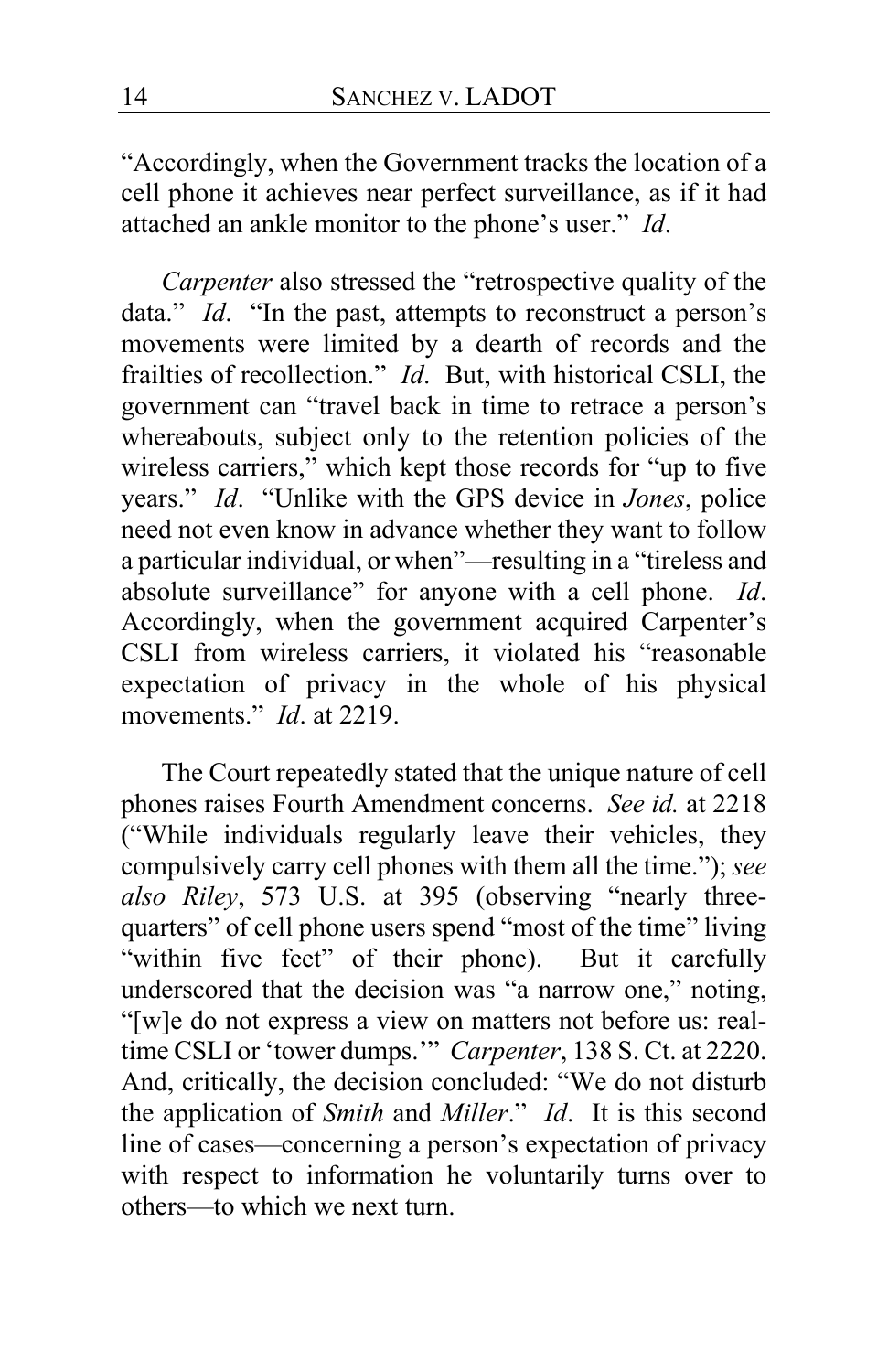"Accordingly, when the Government tracks the location of a cell phone it achieves near perfect surveillance, as if it had attached an ankle monitor to the phone's user." *Id*.

*Carpenter* also stressed the "retrospective quality of the data." *Id*. "In the past, attempts to reconstruct a person's movements were limited by a dearth of records and the frailties of recollection." *Id*. But, with historical CSLI, the government can "travel back in time to retrace a person's whereabouts, subject only to the retention policies of the wireless carriers," which kept those records for "up to five years." *Id*. "Unlike with the GPS device in *Jones*, police need not even know in advance whether they want to follow a particular individual, or when"—resulting in a "tireless and absolute surveillance" for anyone with a cell phone. *Id*. Accordingly, when the government acquired Carpenter's CSLI from wireless carriers, it violated his "reasonable expectation of privacy in the whole of his physical movements." *Id*. at 2219.

The Court repeatedly stated that the unique nature of cell phones raises Fourth Amendment concerns. *See id.* at 2218 ("While individuals regularly leave their vehicles, they compulsively carry cell phones with them all the time."); *see also Riley*, 573 U.S. at 395 (observing "nearly three-quarters" of cell phone users spend "most of the time" living "within five feet" of their phone). But it carefully underscored that the decision was "a narrow one," noting, "[w]e do not express a view on matters not before us: real-time CSLI or 'tower dumps.'" *Carpenter*, 138 S. Ct. at 2220. And, critically, the decision concluded: "We do not disturb the application of *Smith* and *Miller*." *Id*. It is this second line of cases—concerning a person's expectation of privacy with respect to information he voluntarily turns over to others—to which we next turn.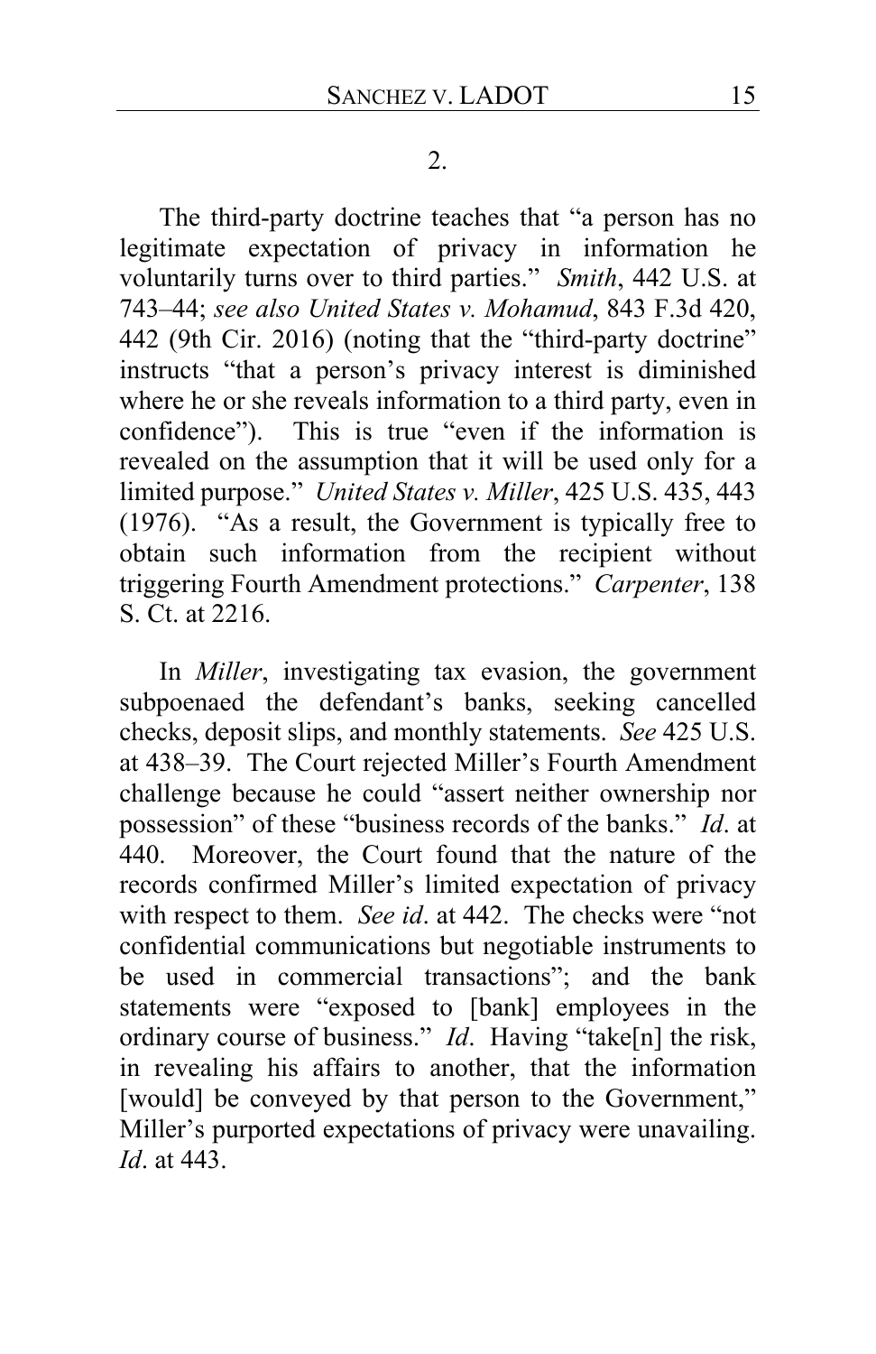2.

The third-party doctrine teaches that "a person has no legitimate expectation of privacy in information he voluntarily turns over to third parties." *Smith*, 442 U.S. at 743–44; *see also United States v. Mohamud*, 843 F.3d 420, 442 (9th Cir. 2016) (noting that the "third-party doctrine" instructs "that a person's privacy interest is diminished where he or she reveals information to a third party, even in confidence"). This is true "even if the information is revealed on the assumption that it will be used only for a limited purpose." *United States v. Miller*, 425 U.S. 435, 443 (1976). "As a result, the Government is typically free to obtain such information from the recipient without triggering Fourth Amendment protections." *Carpenter*, 138 S. Ct. at 2216.

In *Miller*, investigating tax evasion, the government subpoenaed the defendant's banks, seeking cancelled checks, deposit slips, and monthly statements. *See* 425 U.S. at 438–39. The Court rejected Miller's Fourth Amendment challenge because he could "assert neither ownership nor possession" of these "business records of the banks." *Id*. at 440. Moreover, the Court found that the nature of the records confirmed Miller's limited expectation of privacy with respect to them. *See id*. at 442. The checks were "not confidential communications but negotiable instruments to be used in commercial transactions"; and the bank statements were "exposed to [bank] employees in the ordinary course of business." *Id*. Having "take[n] the risk, in revealing his affairs to another, that the information [would] be conveyed by that person to the Government," Miller's purported expectations of privacy were unavailing. *Id*. at 443.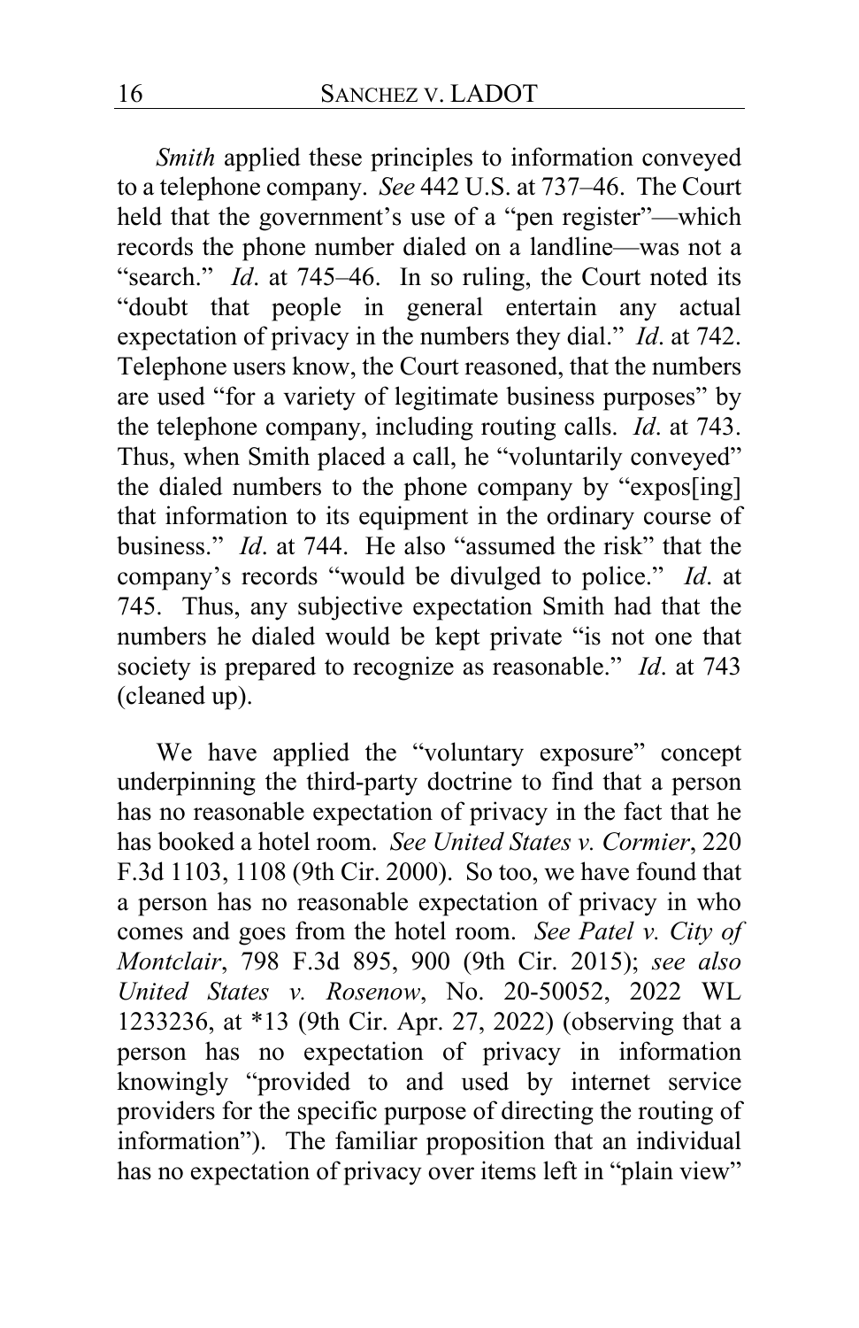*Smith* applied these principles to information conveyed to a telephone company. *See* 442 U.S. at 737–46. The Court held that the government's use of a "pen register"—which records the phone number dialed on a landline—was not a "search." *Id*. at 745–46. In so ruling, the Court noted its "doubt that people in general entertain any actual expectation of privacy in the numbers they dial." *Id*. at 742. Telephone users know, the Court reasoned, that the numbers are used "for a variety of legitimate business purposes" by the telephone company, including routing calls. *Id*. at 743. Thus, when Smith placed a call, he "voluntarily conveyed" the dialed numbers to the phone company by "expos[ing] that information to its equipment in the ordinary course of business." *Id*. at 744. He also "assumed the risk" that the company's records "would be divulged to police." *Id*. at 745. Thus, any subjective expectation Smith had that the numbers he dialed would be kept private "is not one that society is prepared to recognize as reasonable." *Id*. at 743 (cleaned up).

We have applied the "voluntary exposure" concept underpinning the third-party doctrine to find that a person has no reasonable expectation of privacy in the fact that he has booked a hotel room. *See United States v. Cormier*, 220 F.3d 1103, 1108 (9th Cir. 2000). So too, we have found that a person has no reasonable expectation of privacy in who comes and goes from the hotel room. *See Patel v. City of Montclair*, 798 F.3d 895, 900 (9th Cir. 2015); *see also United States v. Rosenow*, No. 20-50052, 2022 WL 1233236, at *13 (9th Cir. Apr. 27, 2022) (observing that a person has no expectation of privacy in information knowingly "provided to and used by internet service providers for the specific purpose of directing the routing of information"). The familiar proposition that an individual has no expectation of privacy over items left in "plain view"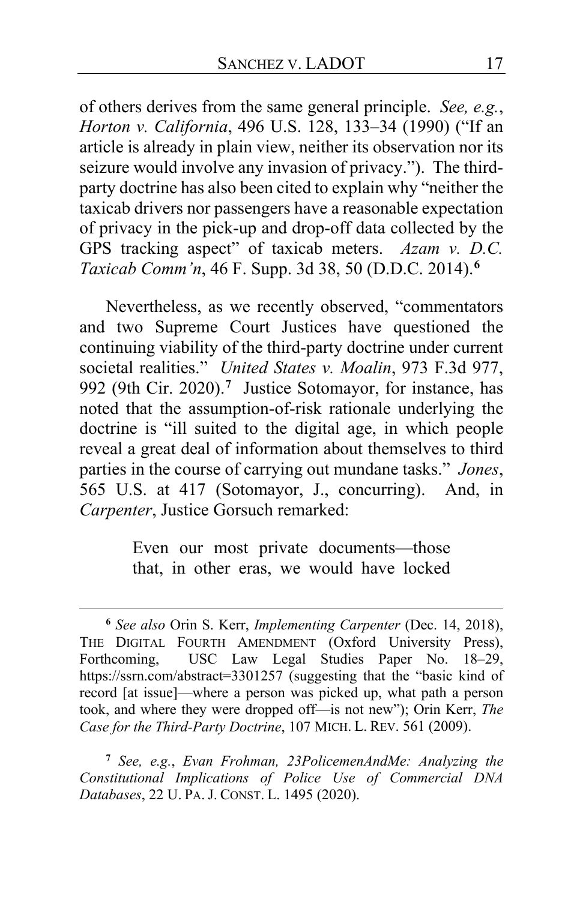of others derives from the same general principle. *See, e.g.*, *Horton v. California*, 496 U.S. 128, 133–34 (1990) ("If an article is already in plain view, neither its observation nor its seizure would involve any invasion of privacy."). The third-party doctrine has also been cited to explain why "neither the taxicab drivers nor passengers have a reasonable expectation of privacy in the pick-up and drop-off data collected by the GPS tracking aspect" of taxicab meters. *Azam v. D.C. Taxicab Comm'n*, 46 F. Supp. 3d 38, 50 (D.D.C. 2014).[6]

Nevertheless, as we recently observed, "commentators and two Supreme Court Justices have questioned the continuing viability of the third-party doctrine under current societal realities." *United States v. Moalin*, 973 F.3d 977, 992 (9th Cir. 2020).[7] Justice Sotomayor, for instance, has noted that the assumption-of-risk rationale underlying the doctrine is "ill suited to the digital age, in which people reveal a great deal of information about themselves to third parties in the course of carrying out mundane tasks." *Jones*, 565 U.S. at 417 (Sotomayor, J., concurring). And, in *Carpenter*, Justice Gorsuch remarked:

> Even our most private documents—those that, in other eras, we would have locked

---

[6] *See also* Orin S. Kerr, *Implementing Carpenter* (Dec. 14, 2018), THE DIGITAL FOURTH AMENDMENT (Oxford University Press), Forthcoming, USC Law Legal Studies Paper No. 18–29, https://ssrn.com/abstract=3301257 (suggesting that the "basic kind of record [at issue]—where a person was picked up, what path a person took, and where they were dropped off—is not new"); Orin Kerr, *The Case for the Third-Party Doctrine*, 107 MICH. L. REV. 561 (2009).

[7] *See, e.g.*, *Evan Frohman, 23PolicemenAndMe: Analyzing the Constitutional Implications of Police Use of Commercial DNA Databases*, 22 U. PA. J. CONST. L. 1495 (2020).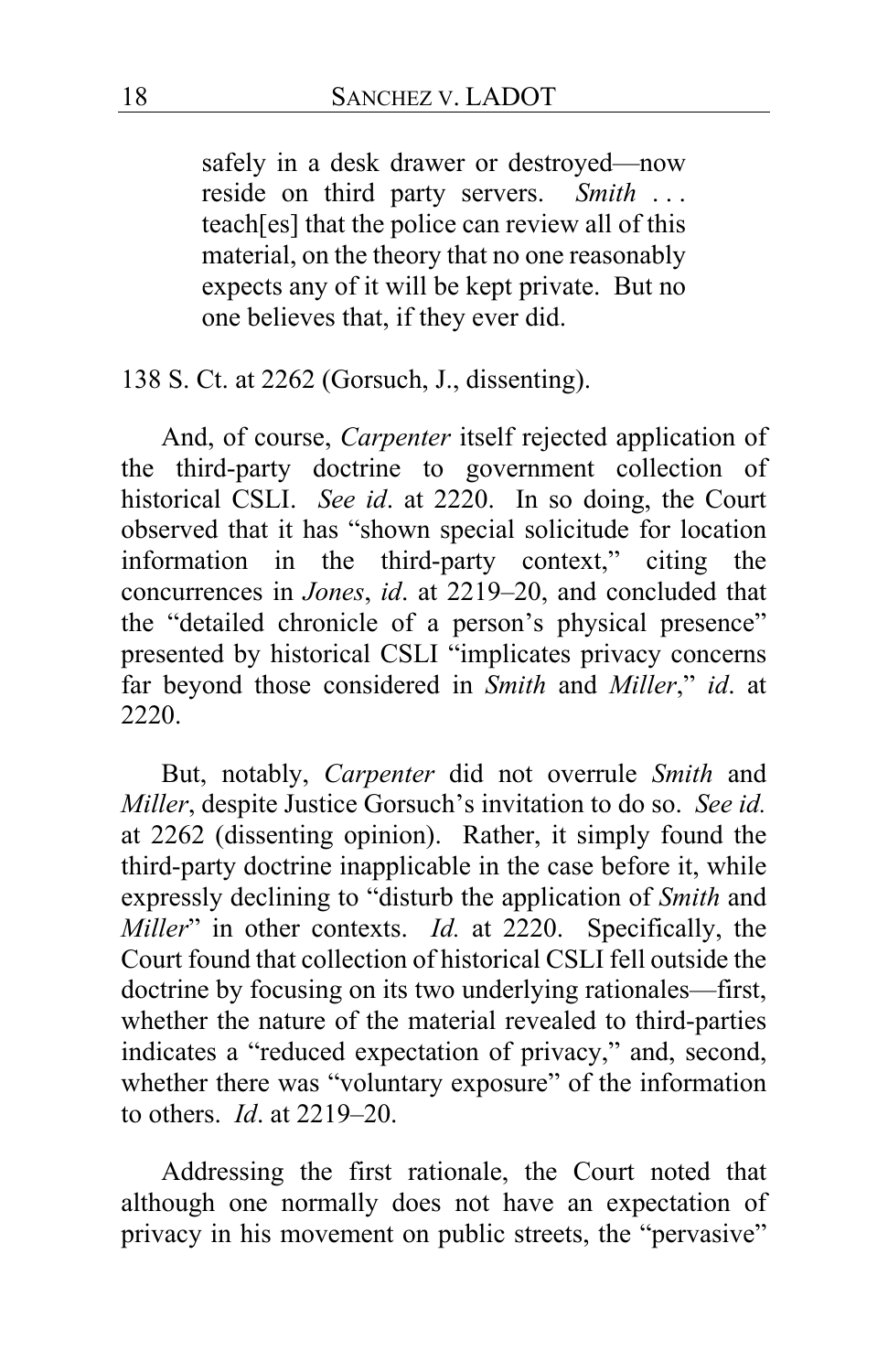> safely in a desk drawer or destroyed—now reside on third party servers. *Smith* . . . teach[es] that the police can review all of this material, on the theory that no one reasonably expects any of it will be kept private. But no one believes that, if they ever did.

138 S. Ct. at 2262 (Gorsuch, J., dissenting).

And, of course, *Carpenter* itself rejected application of the third-party doctrine to government collection of historical CSLI. *See id*. at 2220. In so doing, the Court observed that it has "shown special solicitude for location information in the third-party context," citing the concurrences in *Jones*, *id*. at 2219–20, and concluded that the "detailed chronicle of a person's physical presence" presented by historical CSLI "implicates privacy concerns far beyond those considered in *Smith* and *Miller*," *id*. at 2220.

But, notably, *Carpenter* did not overrule *Smith* and *Miller*, despite Justice Gorsuch's invitation to do so. *See id.* at 2262 (dissenting opinion). Rather, it simply found the third-party doctrine inapplicable in the case before it, while expressly declining to "disturb the application of *Smith* and *Miller*" in other contexts. *Id.* at 2220. Specifically, the Court found that collection of historical CSLI fell outside the doctrine by focusing on its two underlying rationales—first, whether the nature of the material revealed to third-parties indicates a "reduced expectation of privacy," and, second, whether there was "voluntary exposure" of the information to others. *Id*. at 2219–20.

Addressing the first rationale, the Court noted that although one normally does not have an expectation of privacy in his movement on public streets, the "pervasive"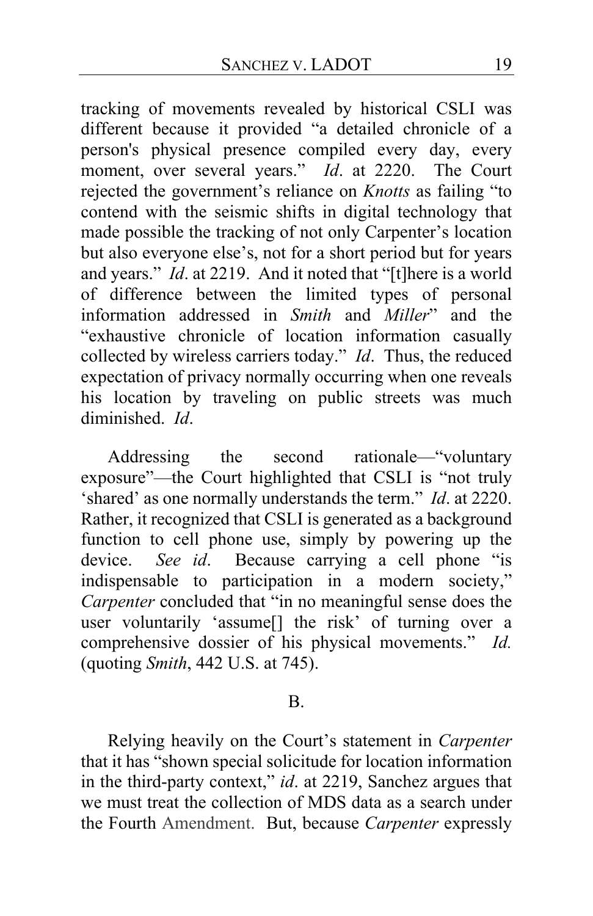tracking of movements revealed by historical CSLI was different because it provided "a detailed chronicle of a person's physical presence compiled every day, every moment, over several years." *Id*. at 2220. The Court rejected the government's reliance on *Knotts* as failing "to contend with the seismic shifts in digital technology that made possible the tracking of not only Carpenter's location but also everyone else's, not for a short period but for years and years." *Id*. at 2219. And it noted that "[t]here is a world of difference between the limited types of personal information addressed in *Smith* and *Miller*" and the "exhaustive chronicle of location information casually collected by wireless carriers today." *Id*. Thus, the reduced expectation of privacy normally occurring when one reveals his location by traveling on public streets was much diminished. *Id*.

Addressing the second rationale—"voluntary exposure"—the Court highlighted that CSLI is "not truly 'shared' as one normally understands the term." *Id*. at 2220. Rather, it recognized that CSLI is generated as a background function to cell phone use, simply by powering up the device. *See id*. Because carrying a cell phone "is indispensable to participation in a modern society," *Carpenter* concluded that "in no meaningful sense does the user voluntarily 'assume[] the risk' of turning over a comprehensive dossier of his physical movements." *Id.* (quoting *Smith*, 442 U.S. at 745).

B.

Relying heavily on the Court's statement in *Carpenter* that it has "shown special solicitude for location information in the third-party context," *id*. at 2219, Sanchez argues that we must treat the collection of MDS data as a search under the Fourth Amendment. But, because *Carpenter* expressly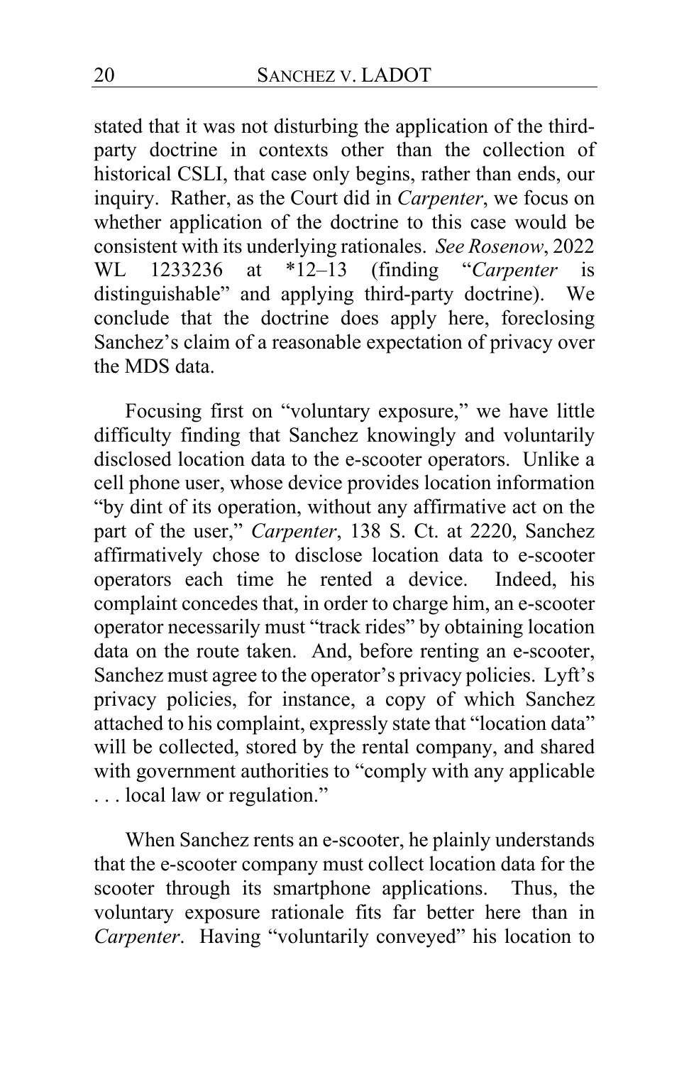stated that it was not disturbing the application of the third-party doctrine in contexts other than the collection of historical CSLI, that case only begins, rather than ends, our inquiry. Rather, as the Court did in *Carpenter*, we focus on whether application of the doctrine to this case would be consistent with its underlying rationales. *See Rosenow*, 2022 WL 1233236 at *12–13 (finding "*Carpenter* is distinguishable" and applying third-party doctrine). We conclude that the doctrine does apply here, foreclosing Sanchez's claim of a reasonable expectation of privacy over the MDS data.

Focusing first on "voluntary exposure," we have little difficulty finding that Sanchez knowingly and voluntarily disclosed location data to the e-scooter operators. Unlike a cell phone user, whose device provides location information "by dint of its operation, without any affirmative act on the part of the user," *Carpenter*, 138 S. Ct. at 2220, Sanchez affirmatively chose to disclose location data to e-scooter operators each time he rented a device. Indeed, his complaint concedes that, in order to charge him, an e-scooter operator necessarily must "track rides" by obtaining location data on the route taken. And, before renting an e-scooter, Sanchez must agree to the operator's privacy policies. Lyft's privacy policies, for instance, a copy of which Sanchez attached to his complaint, expressly state that "location data" will be collected, stored by the rental company, and shared with government authorities to "comply with any applicable . . . local law or regulation."

When Sanchez rents an e-scooter, he plainly understands that the e-scooter company must collect location data for the scooter through its smartphone applications. Thus, the voluntary exposure rationale fits far better here than in *Carpenter*. Having "voluntarily conveyed" his location to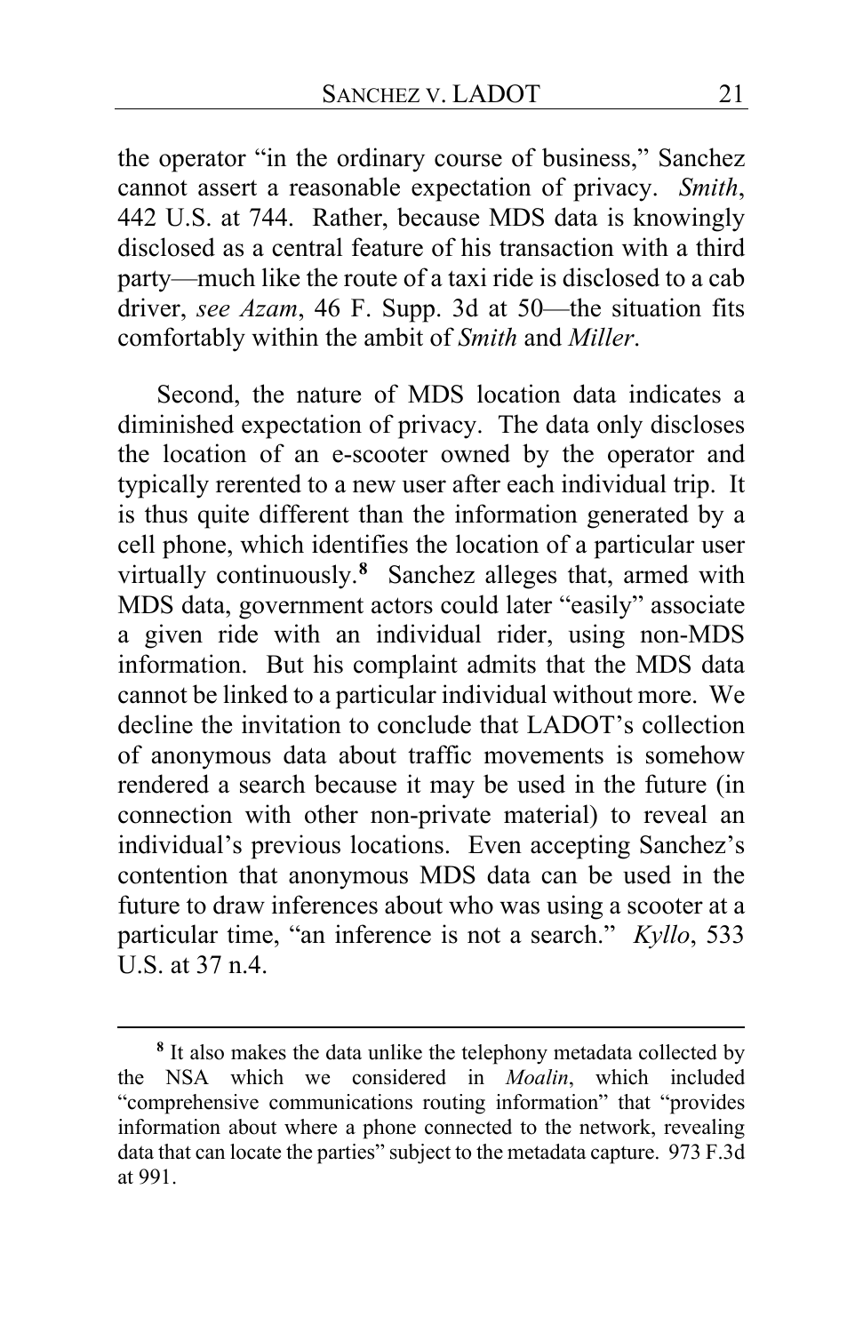the operator "in the ordinary course of business," Sanchez cannot assert a reasonable expectation of privacy. *Smith*, 442 U.S. at 744. Rather, because MDS data is knowingly disclosed as a central feature of his transaction with a third party—much like the route of a taxi ride is disclosed to a cab driver, *see Azam*, 46 F. Supp. 3d at 50—the situation fits comfortably within the ambit of *Smith* and *Miller*.

Second, the nature of MDS location data indicates a diminished expectation of privacy. The data only discloses the location of an e-scooter owned by the operator and typically rerented to a new user after each individual trip. It is thus quite different than the information generated by a cell phone, which identifies the location of a particular user virtually continuously.[8] Sanchez alleges that, armed with MDS data, government actors could later "easily" associate a given ride with an individual rider, using non-MDS information. But his complaint admits that the MDS data cannot be linked to a particular individual without more. We decline the invitation to conclude that LADOT's collection of anonymous data about traffic movements is somehow rendered a search because it may be used in the future (in connection with other non-private material) to reveal an individual's previous locations. Even accepting Sanchez's contention that anonymous MDS data can be used in the future to draw inferences about who was using a scooter at a particular time, "an inference is not a search." *Kyllo*, 533 U.S. at 37 n.4.

---

[8] It also makes the data unlike the telephony metadata collected by the NSA which we considered in *Moalin*, which included "comprehensive communications routing information" that "provides information about where a phone connected to the network, revealing data that can locate the parties" subject to the metadata capture. 973 F.3d at 991.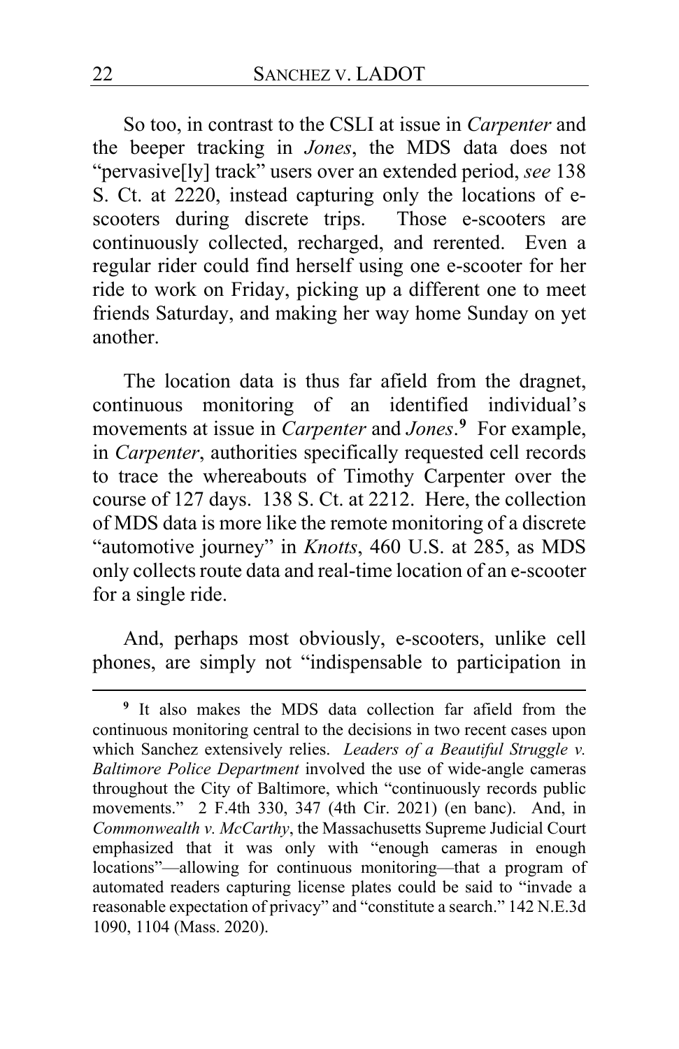So too, in contrast to the CSLI at issue in *Carpenter* and the beeper tracking in *Jones*, the MDS data does not "pervasive[ly] track" users over an extended period, *see* 138 S. Ct. at 2220, instead capturing only the locations of e-scooters during discrete trips. Those e-scooters are continuously collected, recharged, and rerented. Even a regular rider could find herself using one e-scooter for her ride to work on Friday, picking up a different one to meet friends Saturday, and making her way home Sunday on yet another.

The location data is thus far afield from the dragnet, continuous monitoring of an identified individual's movements at issue in *Carpenter* and *Jones*.[9] For example, in *Carpenter*, authorities specifically requested cell records to trace the whereabouts of Timothy Carpenter over the course of 127 days. 138 S. Ct. at 2212. Here, the collection of MDS data is more like the remote monitoring of a discrete "automotive journey" in *Knotts*, 460 U.S. at 285, as MDS only collects route data and real-time location of an e-scooter for a single ride.

And, perhaps most obviously, e-scooters, unlike cell phones, are simply not "indispensable to participation in

[9] It also makes the MDS data collection far afield from the continuous monitoring central to the decisions in two recent cases upon which Sanchez extensively relies. *Leaders of a Beautiful Struggle v. Baltimore Police Department* involved the use of wide-angle cameras throughout the City of Baltimore, which "continuously records public movements." 2 F.4th 330, 347 (4th Cir. 2021) (en banc). And, in *Commonwealth v. McCarthy*, the Massachusetts Supreme Judicial Court emphasized that it was only with "enough cameras in enough locations"—allowing for continuous monitoring—that a program of automated readers capturing license plates could be said to "invade a reasonable expectation of privacy" and "constitute a search." 142 N.E.3d 1090, 1104 (Mass. 2020).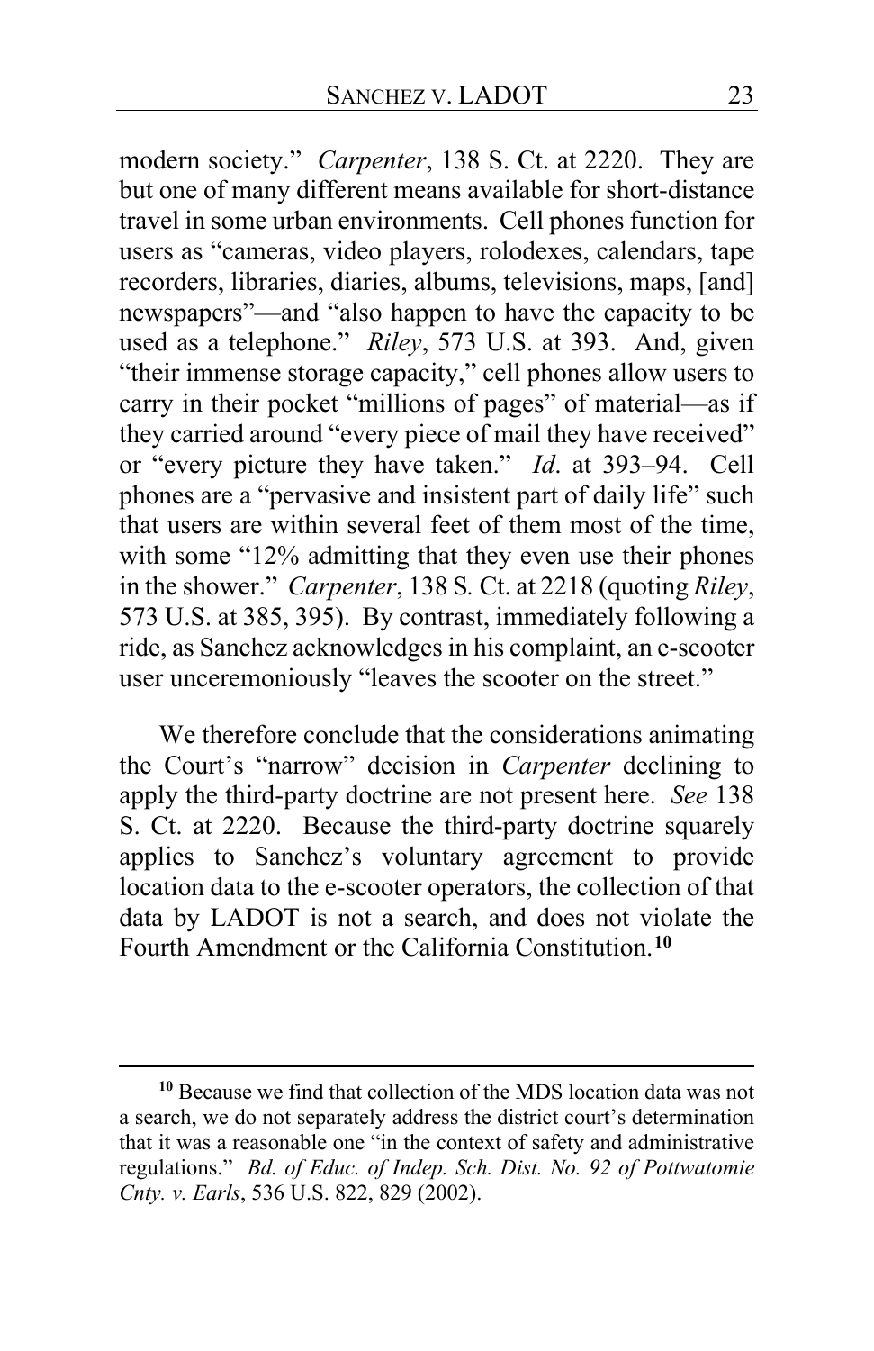modern society." *Carpenter*, 138 S. Ct. at 2220. They are but one of many different means available for short-distance travel in some urban environments. Cell phones function for users as "cameras, video players, rolodexes, calendars, tape recorders, libraries, diaries, albums, televisions, maps, [and] newspapers"—and "also happen to have the capacity to be used as a telephone." *Riley*, 573 U.S. at 393. And, given "their immense storage capacity," cell phones allow users to carry in their pocket "millions of pages" of material—as if they carried around "every piece of mail they have received" or "every picture they have taken." *Id*. at 393–94. Cell phones are a "pervasive and insistent part of daily life" such that users are within several feet of them most of the time, with some "12% admitting that they even use their phones in the shower." *Carpenter*, 138 S. Ct. at 2218 (quoting *Riley*, 573 U.S. at 385, 395). By contrast, immediately following a ride, as Sanchez acknowledges in his complaint, an e-scooter user unceremoniously "leaves the scooter on the street."

We therefore conclude that the considerations animating the Court's "narrow" decision in *Carpenter* declining to apply the third-party doctrine are not present here. *See* 138 S. Ct. at 2220. Because the third-party doctrine squarely applies to Sanchez's voluntary agreement to provide location data to the e-scooter operators, the collection of that data by LADOT is not a search, and does not violate the Fourth Amendment or the California Constitution.[10]

---

[10] Because we find that collection of the MDS location data was not a search, we do not separately address the district court's determination that it was a reasonable one "in the context of safety and administrative regulations." *Bd. of Educ. of Indep. Sch. Dist. No. 92 of Pottwatomie Cnty. v. Earls*, 536 U.S. 822, 829 (2002).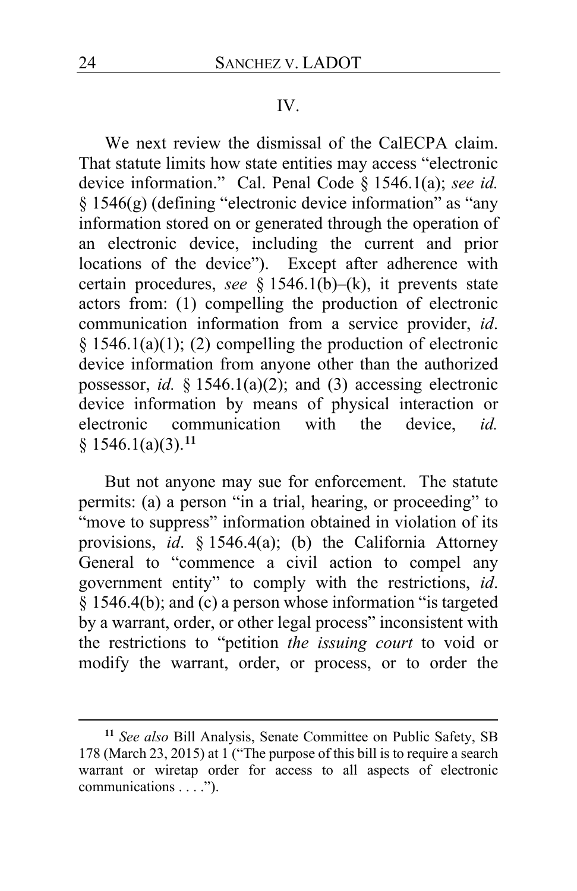## IV.

We next review the dismissal of the CalECPA claim. That statute limits how state entities may access "electronic device information." Cal. Penal Code § 1546.1(a); *see id.* § 1546(g) (defining "electronic device information" as "any information stored on or generated through the operation of an electronic device, including the current and prior locations of the device"). Except after adherence with certain procedures, *see* § 1546.1(b)–(k), it prevents state actors from: (1) compelling the production of electronic communication information from a service provider, *id*. § 1546.1(a)(1); (2) compelling the production of electronic device information from anyone other than the authorized possessor, *id.* § 1546.1(a)(2); and (3) accessing electronic device information by means of physical interaction or electronic communication with the device, *id.* § 1546.1(a)(3).[11]

But not anyone may sue for enforcement. The statute permits: (a) a person "in a trial, hearing, or proceeding" to "move to suppress" information obtained in violation of its provisions, *id*. § 1546.4(a); (b) the California Attorney General to "commence a civil action to compel any government entity" to comply with the restrictions, *id*. § 1546.4(b); and (c) a person whose information "is targeted by a warrant, order, or other legal process" inconsistent with the restrictions to "petition *the issuing court* to void or modify the warrant, order, or process, or to order the

---

[11] *See also* Bill Analysis, Senate Committee on Public Safety, SB 178 (March 23, 2015) at 1 ("The purpose of this bill is to require a search warrant or wiretap order for access to all aspects of electronic communications . . . .").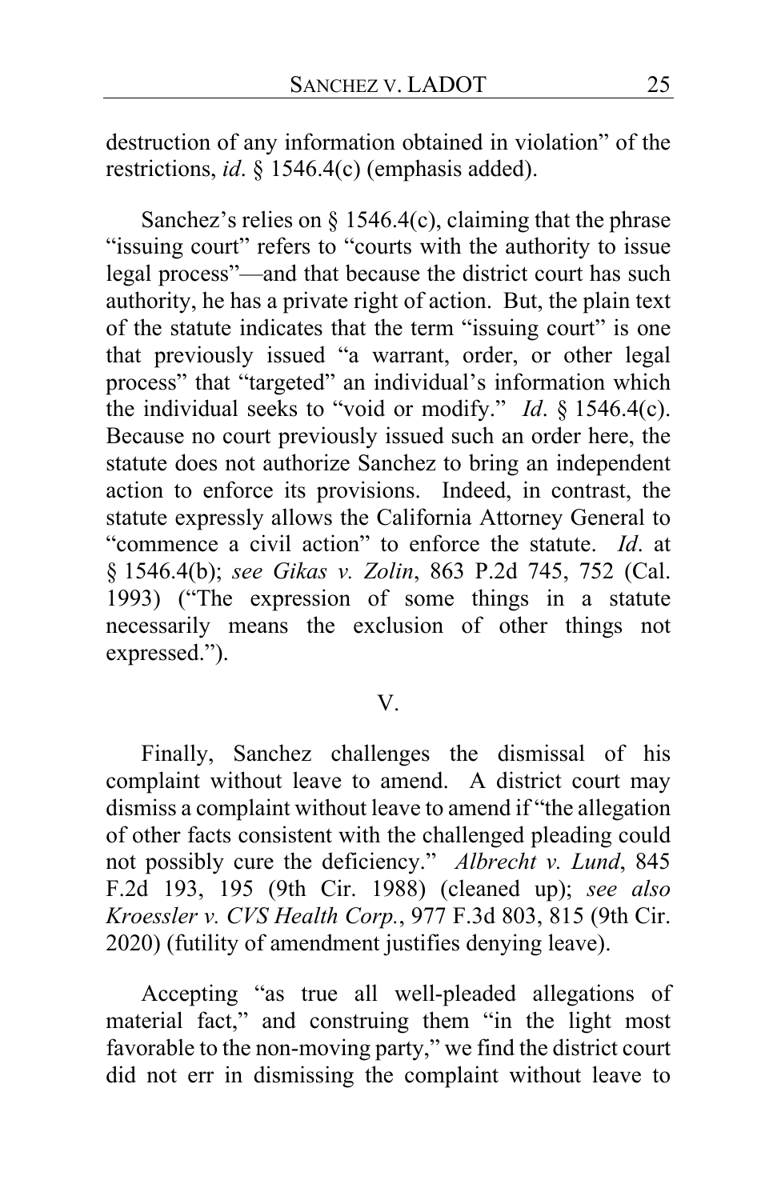destruction of any information obtained in violation" of the restrictions, *id*. § 1546.4(c) (emphasis added).

Sanchez's relies on § 1546.4(c), claiming that the phrase "issuing court" refers to "courts with the authority to issue legal process"—and that because the district court has such authority, he has a private right of action. But, the plain text of the statute indicates that the term "issuing court" is one that previously issued "a warrant, order, or other legal process" that "targeted" an individual's information which the individual seeks to "void or modify." *Id*. § 1546.4(c). Because no court previously issued such an order here, the statute does not authorize Sanchez to bring an independent action to enforce its provisions. Indeed, in contrast, the statute expressly allows the California Attorney General to "commence a civil action" to enforce the statute. *Id*. at § 1546.4(b); *see Gikas v. Zolin*, 863 P.2d 745, 752 (Cal. 1993) ("The expression of some things in a statute necessarily means the exclusion of other things not expressed.").

## V.

Finally, Sanchez challenges the dismissal of his complaint without leave to amend. A district court may dismiss a complaint without leave to amend if "the allegation of other facts consistent with the challenged pleading could not possibly cure the deficiency." *Albrecht v. Lund*, 845 F.2d 193, 195 (9th Cir. 1988) (cleaned up); *see also Kroessler v. CVS Health Corp.*, 977 F.3d 803, 815 (9th Cir. 2020) (futility of amendment justifies denying leave).

Accepting "as true all well-pleaded allegations of material fact," and construing them "in the light most favorable to the non-moving party," we find the district court did not err in dismissing the complaint without leave to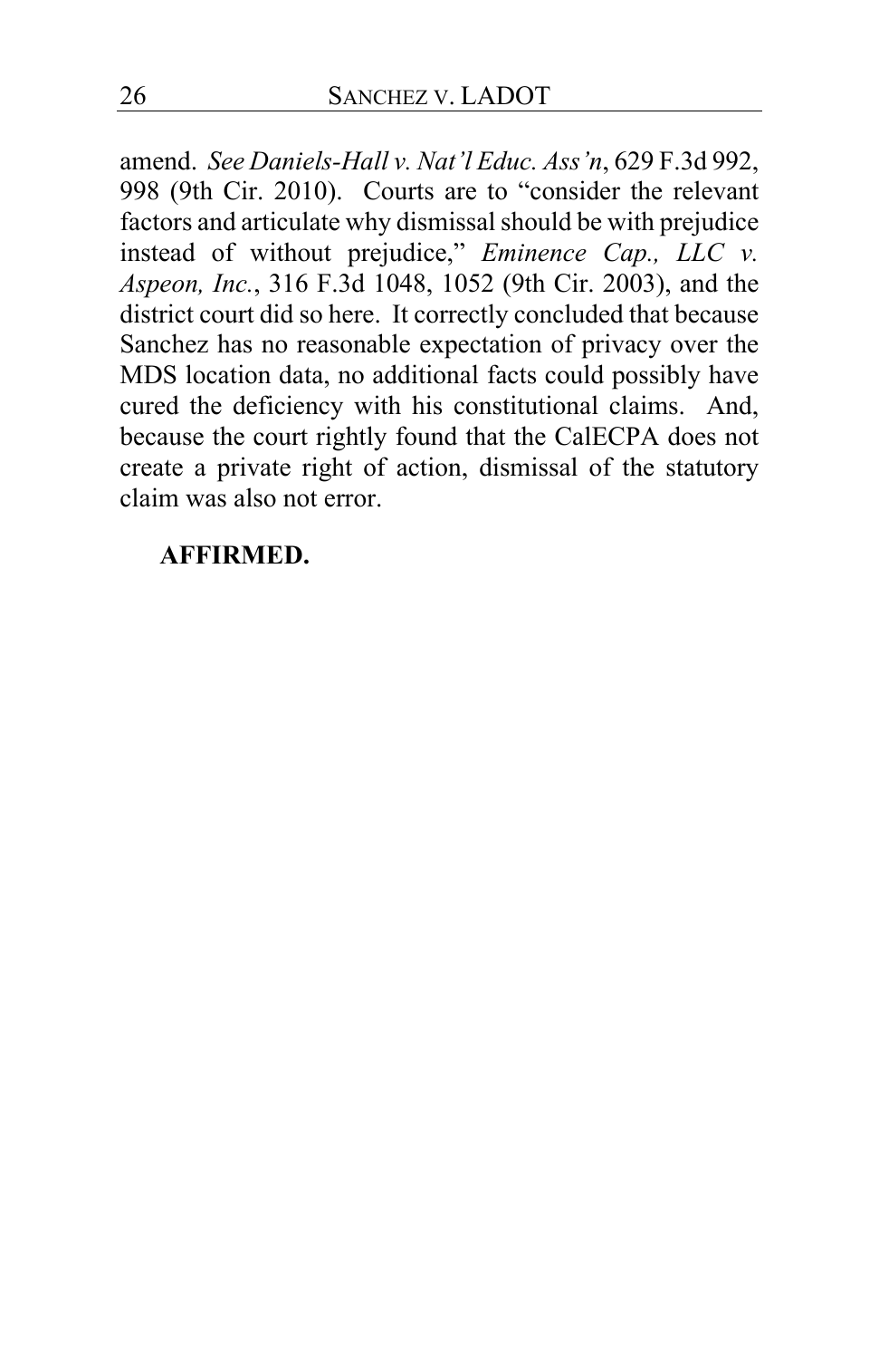amend. *See Daniels-Hall v. Nat'l Educ. Ass'n*, 629 F.3d 992, 998 (9th Cir. 2010). Courts are to "consider the relevant factors and articulate why dismissal should be with prejudice instead of without prejudice," *Eminence Cap., LLC v. Aspeon, Inc.*, 316 F.3d 1048, 1052 (9th Cir. 2003), and the district court did so here. It correctly concluded that because Sanchez has no reasonable expectation of privacy over the MDS location data, no additional facts could possibly have cured the deficiency with his constitutional claims. And, because the court rightly found that the CalECPA does not create a private right of action, dismissal of the statutory claim was also not error.

**AFFIRMED.**